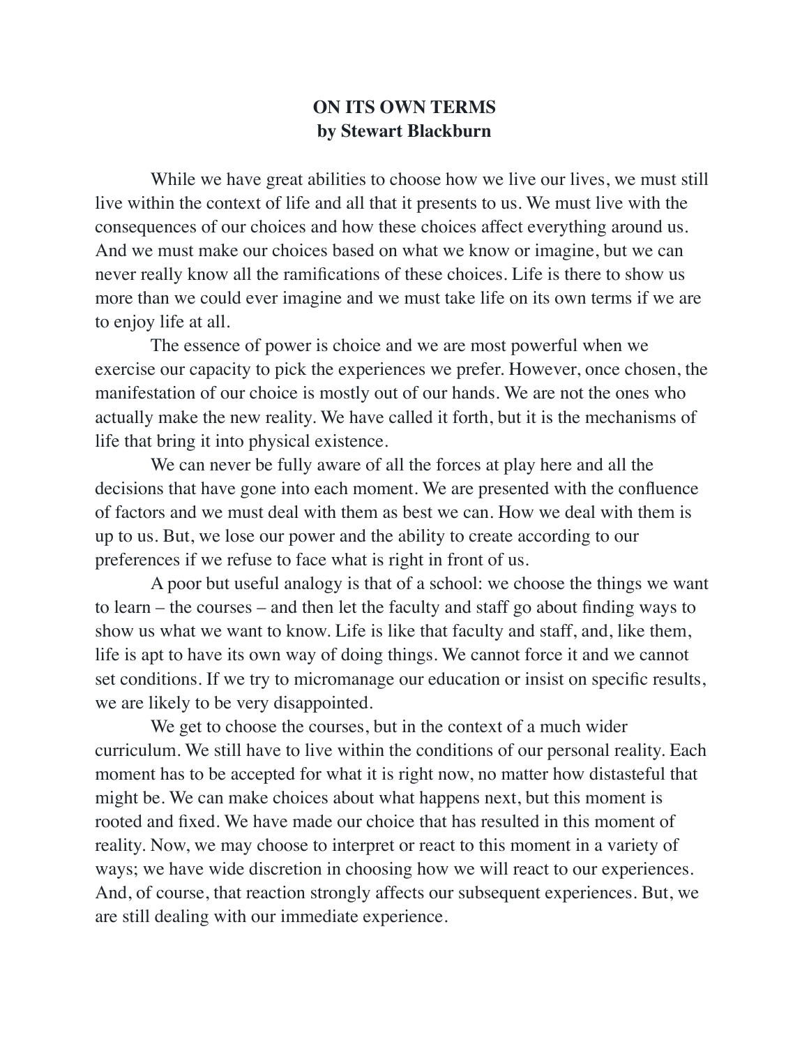# ON ITS OWN TERMS
**by Stewart Blackburn**

While we have great abilities to choose how we live our lives, we must still live within the context of life and all that it presents to us. We must live with the consequences of our choices and how these choices affect everything around us. And we must make our choices based on what we know or imagine, but we can never really know all the ramifications of these choices. Life is there to show us more than we could ever imagine and we must take life on its own terms if we are to enjoy life at all.

The essence of power is choice and we are most powerful when we exercise our capacity to pick the experiences we prefer. However, once chosen, the manifestation of our choice is mostly out of our hands. We are not the ones who actually make the new reality. We have called it forth, but it is the mechanisms of life that bring it into physical existence.

We can never be fully aware of all the forces at play here and all the decisions that have gone into each moment. We are presented with the confluence of factors and we must deal with them as best we can. How we deal with them is up to us. But, we lose our power and the ability to create according to our preferences if we refuse to face what is right in front of us.

A poor but useful analogy is that of a school: we choose the things we want to learn – the courses – and then let the faculty and staff go about finding ways to show us what we want to know. Life is like that faculty and staff, and, like them, life is apt to have its own way of doing things. We cannot force it and we cannot set conditions. If we try to micromanage our education or insist on specific results, we are likely to be very disappointed.

We get to choose the courses, but in the context of a much wider curriculum. We still have to live within the conditions of our personal reality. Each moment has to be accepted for what it is right now, no matter how distasteful that might be. We can make choices about what happens next, but this moment is rooted and fixed. We have made our choice that has resulted in this moment of reality. Now, we may choose to interpret or react to this moment in a variety of ways; we have wide discretion in choosing how we will react to our experiences. And, of course, that reaction strongly affects our subsequent experiences. But, we are still dealing with our immediate experience.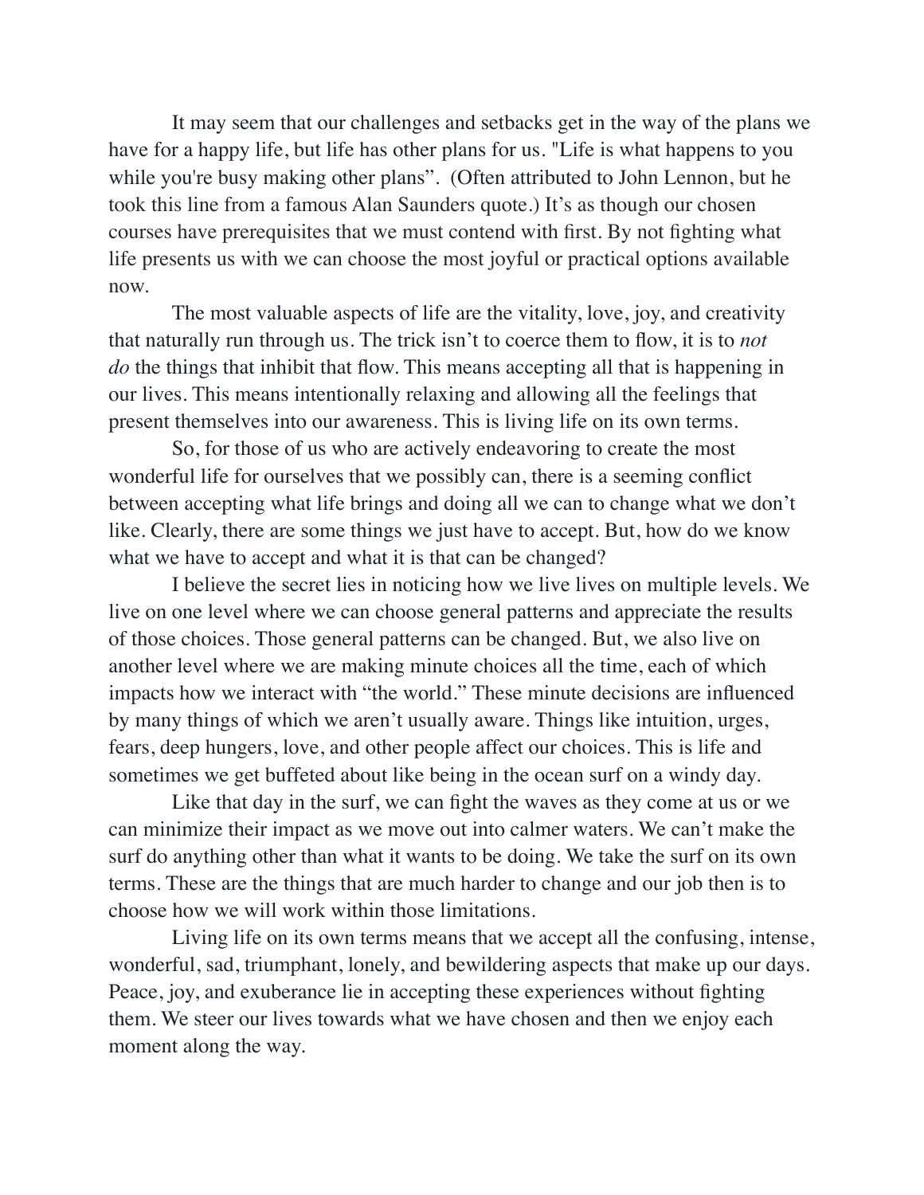It may seem that our challenges and setbacks get in the way of the plans we have for a happy life, but life has other plans for us. "Life is what happens to you while you're busy making other plans”.  (Often attributed to John Lennon, but he took this line from a famous Alan Saunders quote.) It’s as though our chosen courses have prerequisites that we must contend with first. By not fighting what life presents us with we can choose the most joyful or practical options available now.

The most valuable aspects of life are the vitality, love, joy, and creativity that naturally run through us. The trick isn’t to coerce them to flow, it is to *not do* the things that inhibit that flow. This means accepting all that is happening in our lives. This means intentionally relaxing and allowing all the feelings that present themselves into our awareness. This is living life on its own terms.

So, for those of us who are actively endeavoring to create the most wonderful life for ourselves that we possibly can, there is a seeming conflict between accepting what life brings and doing all we can to change what we don’t like. Clearly, there are some things we just have to accept. But, how do we know what we have to accept and what it is that can be changed?

I believe the secret lies in noticing how we live lives on multiple levels. We live on one level where we can choose general patterns and appreciate the results of those choices. Those general patterns can be changed. But, we also live on another level where we are making minute choices all the time, each of which impacts how we interact with “the world.” These minute decisions are influenced by many things of which we aren’t usually aware. Things like intuition, urges, fears, deep hungers, love, and other people affect our choices. This is life and sometimes we get buffeted about like being in the ocean surf on a windy day.

Like that day in the surf, we can fight the waves as they come at us or we can minimize their impact as we move out into calmer waters. We can’t make the surf do anything other than what it wants to be doing. We take the surf on its own terms. These are the things that are much harder to change and our job then is to choose how we will work within those limitations.

Living life on its own terms means that we accept all the confusing, intense, wonderful, sad, triumphant, lonely, and bewildering aspects that make up our days. Peace, joy, and exuberance lie in accepting these experiences without fighting them. We steer our lives towards what we have chosen and then we enjoy each moment along the way.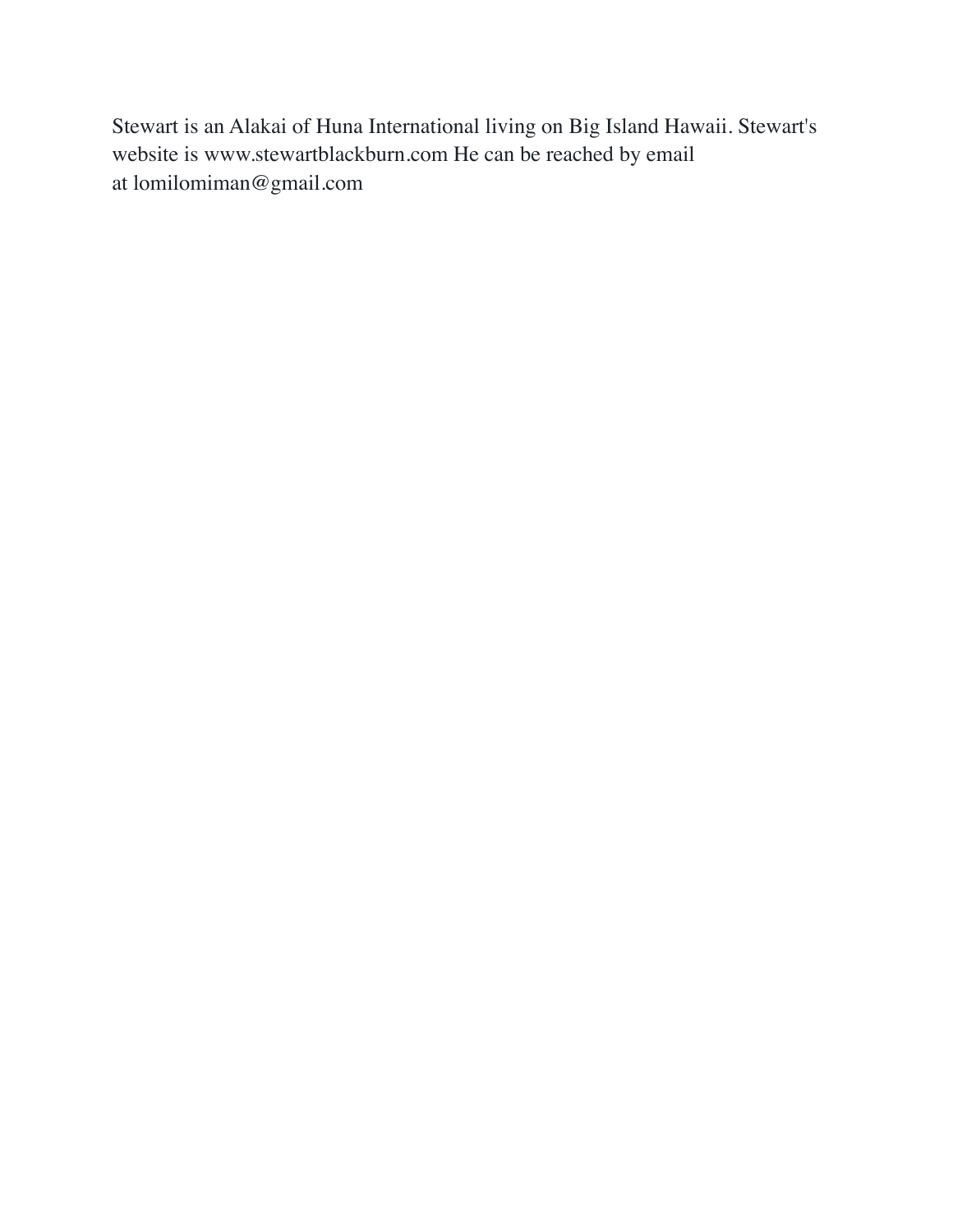Stewart is an Alakai of Huna International living on Big Island Hawaii. Stewart's website is www.stewartblackburn.com He can be reached by email at lomilomiman@gmail.com